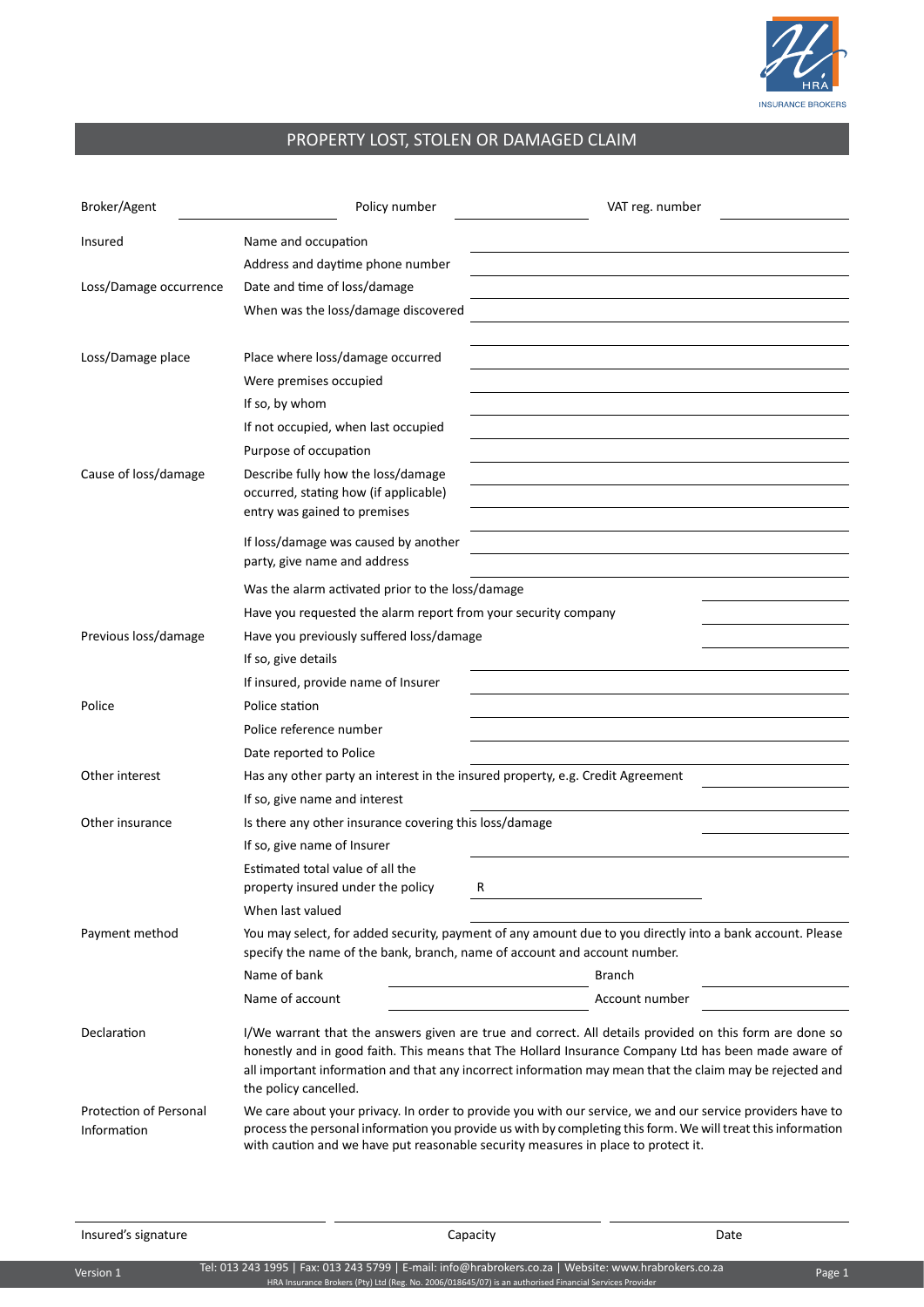HRA INSURANCE BROKERS

# PROPERTY LOST, STOLEN OR DAMAGED CLAIM

| Broker/Agent | | Policy number | | VAT reg. number | |
|---|---|---|---|---|---|

| | | |
|---|---|---|
| Insured | Name and occupation | |
| | Address and daytime phone number | |
| Loss/Damage occurrence | Date and time of loss/damage | |
| | When was the loss/damage discovered | |
| Loss/Damage place | Place where loss/damage occurred | |
| | Were premises occupied | |
| | If so, by whom | |
| | If not occupied, when last occupied | |
| | Purpose of occupation | |
| Cause of loss/damage | Describe fully how the loss/damage occurred, stating how (if applicable) entry was gained to premises | |
| | If loss/damage was caused by another party, give name and address | |
| | Was the alarm activated prior to the loss/damage | |
| | Have you requested the alarm report from your security company | |
| Previous loss/damage | Have you previously suffered loss/damage | |
| | If so, give details | |
| | If insured, provide name of Insurer | |
| Police | Police station | |
| | Police reference number | |
| | Date reported to Police | |
| Other interest | Has any other party an interest in the insured property, e.g. Credit Agreement | |
| | If so, give name and interest | |
| Other insurance | Is there any other insurance covering this loss/damage | |
| | If so, give name of Insurer | |
| | Estimated total value of all the property insured under the policy | R |
| | When last valued | |

**Payment method**

You may select, for added security, payment of any amount due to you directly into a bank account. Please specify the name of the bank, branch, name of account and account number.

| Name of bank | | Branch | |
|---|---|---|---|
| Name of account | | Account number | |

**Declaration**

I/We warrant that the answers given are true and correct. All details provided on this form are done so honestly and in good faith. This means that The Hollard Insurance Company Ltd has been made aware of all important information and that any incorrect information may mean that the claim may be rejected and the policy cancelled.

**Protection of Personal Information**

We care about your privacy. In order to provide you with our service, we and our service providers have to process the personal information you provide us with by completing this form. We will treat this information with caution and we have put reasonable security measures in place to protect it.

| Insured's signature | Capacity | Date |
|---|---|---|

Version 1

Tel: 013 243 1995 | Fax: 013 243 5799 | E-mail: info@hrabrokers.co.za | Website: www.hrabrokers.co.za

HRA Insurance Brokers (Pty) Ltd (Reg. No. 2006/018645/07) is an authorised Financial Services Provider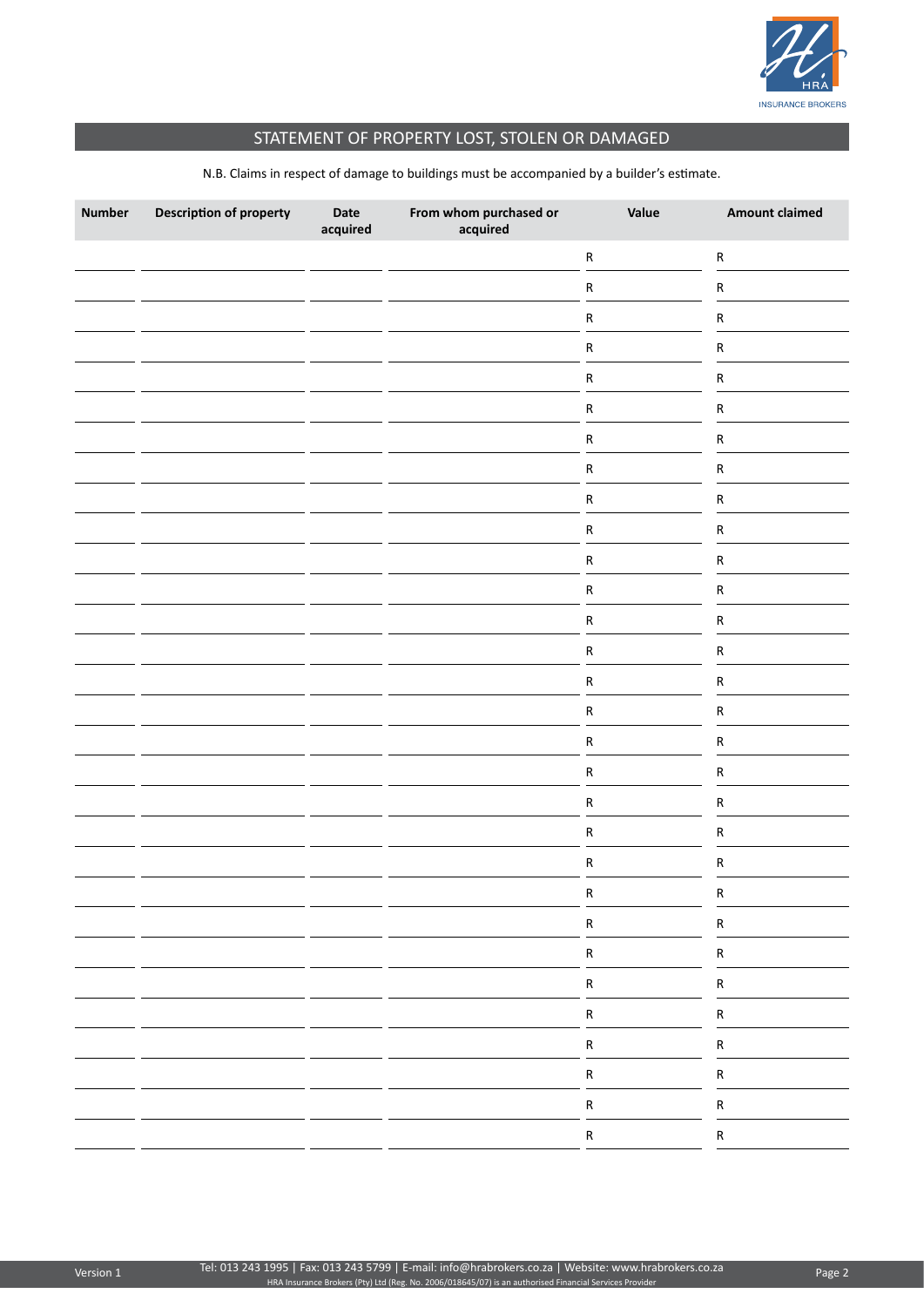# STATEMENT OF PROPERTY LOST, STOLEN OR DAMAGED

N.B. Claims in respect of damage to buildings must be accompanied by a builder's estimate.

| Number | Description of property | Date acquired | From whom purchased or acquired | Value | Amount claimed |
|---|---|---|---|---|---|
| | | | | R | R |
| | | | | R | R |
| | | | | R | R |
| | | | | R | R |
| | | | | R | R |
| | | | | R | R |
| | | | | R | R |
| | | | | R | R |
| | | | | R | R |
| | | | | R | R |
| | | | | R | R |
| | | | | R | R |
| | | | | R | R |
| | | | | R | R |
| | | | | R | R |
| | | | | R | R |
| | | | | R | R |
| | | | | R | R |
| | | | | R | R |
| | | | | R | R |
| | | | | R | R |
| | | | | R | R |
| | | | | R | R |
| | | | | R | R |
| | | | | R | R |
| | | | | R | R |
| | | | | R | R |
| | | | | R | R |
| | | | | R | R |
| | | | | R | R |

Tel: 013 243 1995 | Fax: 013 243 5799 | E-mail: info@hrabrokers.co.za | Website: www.hrabrokers.co.za
HRA Insurance Brokers (Pty) Ltd (Reg. No. 2006/018645/07) is an authorised Financial Services Provider